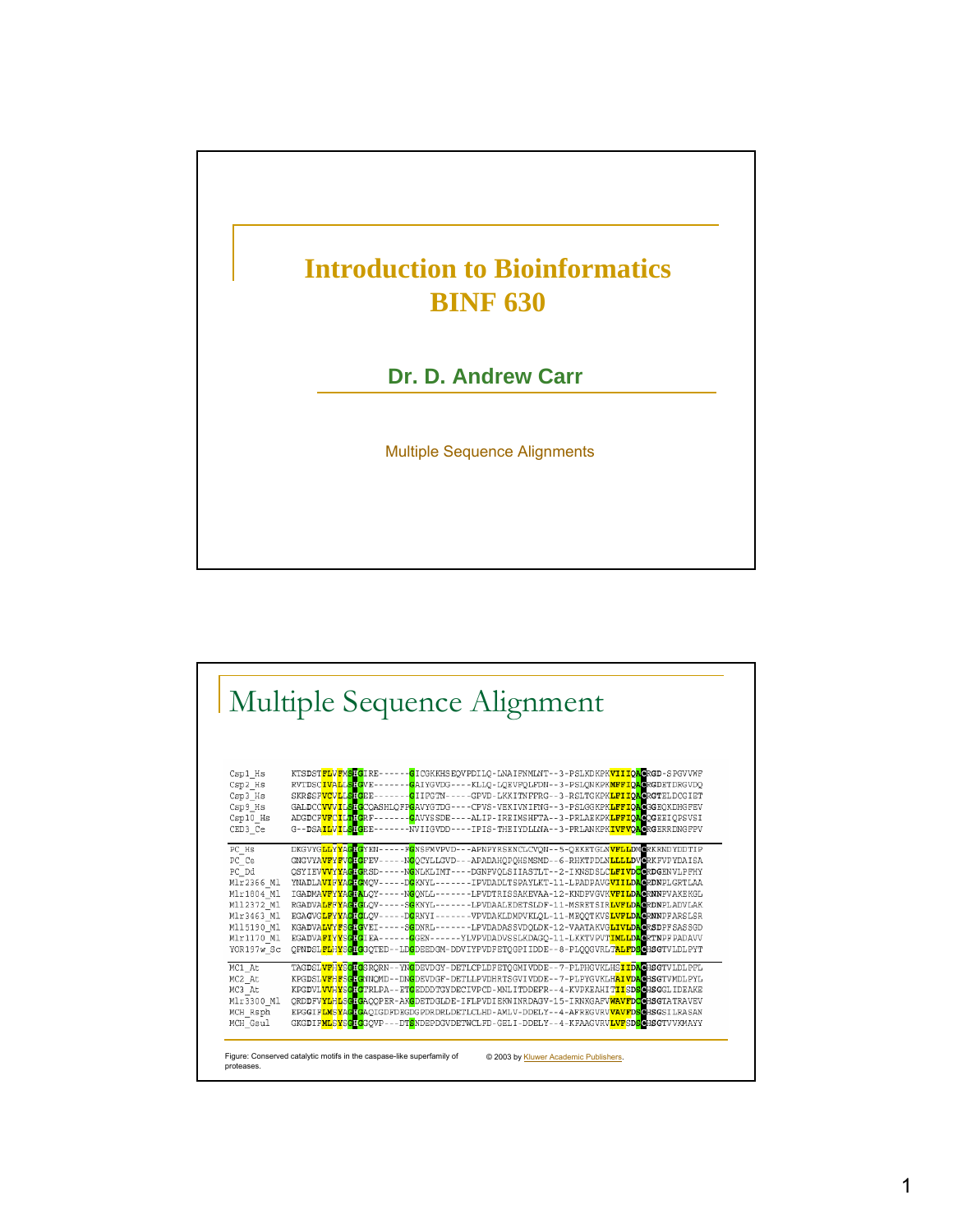# Introduction to Bioinformatics BINF 630

**Dr. D. Andrew Carr**

Multiple Sequence Alignments

---

## Multiple Sequence Alignment

```
Csp1_Hs     KTSDSTFLVFMSHGIRE------GICGKKHSEQVPDILQ-LNAIFNMLNT--3-PSLKDKPKVIIIQACRGD-SPGVVWF
Csp2_Hs     RVTDSCIVALLSHGVE-------GAIYGVDG----KLLQ-LQEVFQLFDN--3-PSLQNKPKMFFIQACRGDETDRGVDQ
Csp3_Hs     SKRSSFVCVLLSHGEE-------GIIFGTN-----GPVD-LKKITNFFRG--3-RSLTGKPKLFIIQACRGTELDCGIET
Csp9_Hs     GALDCCVVVILSHGCQASHLQFPGAVYGTDG----CPVS-VEKIVNIFNG--3-PSLGGKPKLFFIQACGGEQKDHGFEV
Csp10_Hs    ADGDCFVFCILTHGRF-------GAVYSSDE----ALIP-IREIMSHFTA--3-PRLAEKPKLFFIQACQGEEIQPSVSI
CED3_Ce     G--DSAILVILSHGEE-------NVIIGVDD----IPIS-THEIYDLLNA--3-PRLANKPKIVFVQACRGERRDNGFPV

PC_Hs       DKGVYGLLYYAGHGYEN-----FGNSFMVPVD---APNPYRSENCLCVQN--5-QEKETGLNVFLLDMCRKRNDYDDTIP
PC_Ce       GNGVYAVFYFVGHGFEV-----NGQCYLLGVD---APADAHQPQHSMSMD--6-RHKTPDLNLLLLDVCRKFVPYDAISA
PC_Dd       QSYIEVVVYYAGHGRSD-----NGNLKLIMT----DGNPVQLSIIASTLT--2-IKNSDSLCLFIVDCCRDGENVLPFHY
Mlr2366_Ml  YNADLAVIFYVAGHGMQV-----DGKNYL-------IPVDADLTSPAYLKT-11-LPADPAVGVIILDACRDNPLGRTLAA
Mlr1804_Ml  IGADMAVFYYAGHALQY-----NGQNLL-------LPVDTRISSAKEVAA-12-KNDFVGVKVFILDACRNNPVAKEKGL
Ml12372_Ml  RGADVALFFYAGHGLQV-----SGKNYL-------LPVDAALEDETSLDF-11-MSRETSIRLVFLDACRDNPLADVLAK
Mlr3463_Ml  EGAGVGLFYYAGHGLQV-----DGRNYI-------VPVDAKLDMDVKLQL-11-MEQQTKVSLVFLDACRNNPFARSLSR
Ml15190_Ml  KGADVALVYFSGHGVEI-----SGDNRL-------LPVDADASSVDQLDK-12-VAATAKVGLIVLDACRSDPFSASSGD
Mlr1170_Ml  EGADVAFIYYSGHGIEA------GGEN------YLVPVDADVSSLKDAGQ-11-LKKTVPVTIMLLDACRTNPFPADAVV
YOR197w_Sc  QPNDSLFLHYSGHGGQTED--LDGDEEDGM-DDVIYPVDFETQGPIIDDE--8-PLQQGVRLTALFDSCHSGTVLDLPYT

MC1_At      TAGDSLVFHYSGHGSRQRN--YNGDEVDGY-DETLCPLDFETQGMIVDDE--7-PLPHGVKLHSIIDACHSGTVLDLPFL
MC2_At      KPGDSLVFHFSGHGYNQMD--DNGDEVDGF-DETLLPVDHRTSGVIVDDE--7-PLPYGVKLHAIVDACHSGTVMDLPYL
MC3_At      KPGDVLVVHYSGHGTRLPA--ETGEDDDTGYDECIVPCD-MNLITDDEFR--4-KVPKEAHITIISDSCHSGGLIDEAKE
Mlr3300_Ml  QRDDFVYLFLSGHGAQQPER-AKGDETDGLDE-IFLPVDIEKWINRDAGV-15-IRNKGAFVWAVFDCCHSGTATRAVEV
MCH_Rsph    EPGGIFLMSYAGHGAQIGDFDEGDGPDRDRLDETLCLHD-AMLV-DDELY--4-AFREGVRVVAVFDSCHSGSILRASAN
MCH_Gsul    GKGDIFMLSYSGHGGQVP---DTSNDEPDGVDETWCLFD-GELI-DDELY--4-KFAAGVRVLVFSDSCHSGTVVKMAYY
```

Figure: Conserved catalytic motifs in the caspase-like superfamily of proteases.

© 2003 by Kluwer Academic Publishers.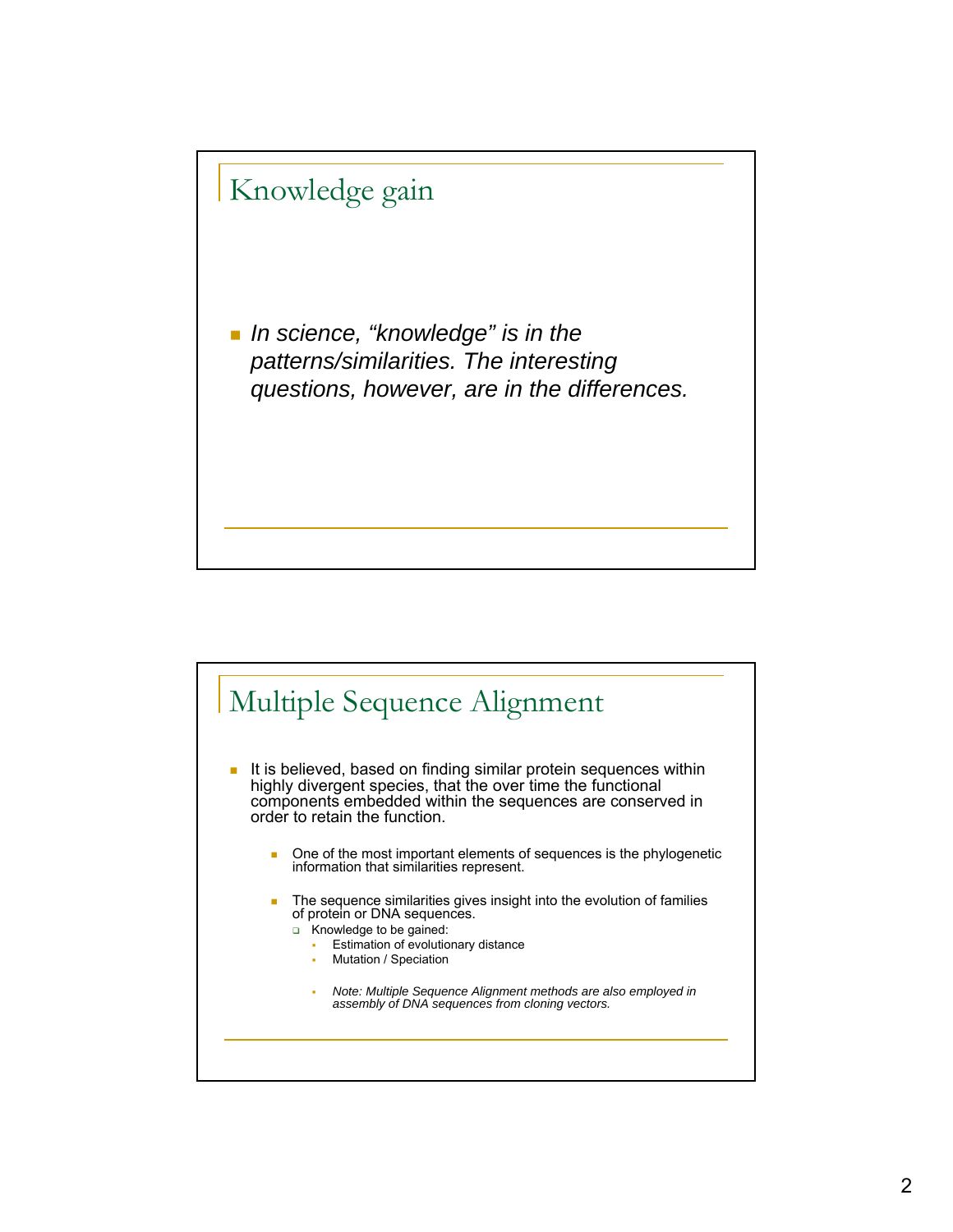## Knowledge gain

- *In science, "knowledge" is in the patterns/similarities. The interesting questions, however, are in the differences.*

## Multiple Sequence Alignment

- It is believed, based on finding similar protein sequences within highly divergent species, that the over time the functional components embedded within the sequences are conserved in order to retain the function.
  - One of the most important elements of sequences is the phylogenetic information that similarities represent.
  - The sequence similarities gives insight into the evolution of families of protein or DNA sequences.
    - Knowledge to be gained:
      - Estimation of evolutionary distance
      - Mutation / Speciation
      - *Note: Multiple Sequence Alignment methods are also employed in assembly of DNA sequences from cloning vectors.*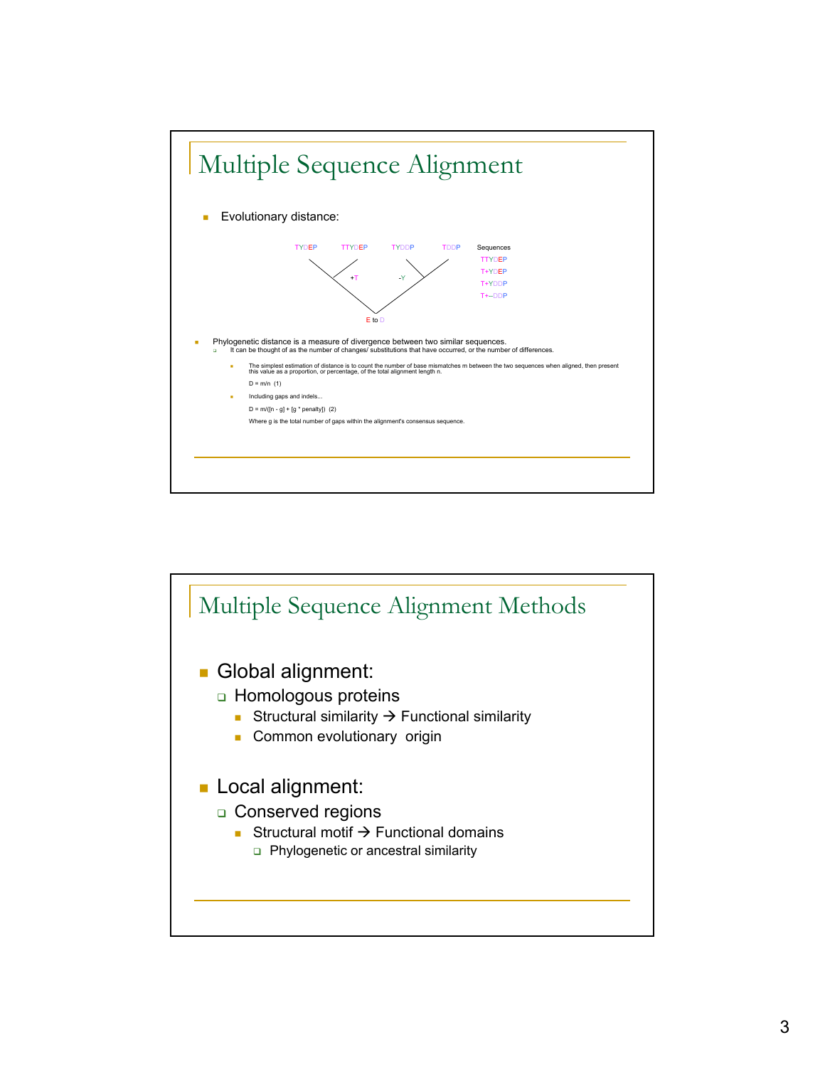# Multiple Sequence Alignment

- Evolutionary distance:

TYDEP    TTYDEP    TYDDP    TDDP

+T    -Y

E to D

Sequences
TTYDEP
T+YDEP
T+YDDP
T+--DDP

- Phylogenetic distance is a measure of divergence between two similar sequences.
  - It can be thought of as the number of changes/ substitutions that have occurred, or the number of differences.
    - The simplest estimation of distance is to count the number of base mismatches m between the two sequences when aligned, then present this value as a proportion, or percentage, of the total alignment length n.

      D = m/n (1)

    - Including gaps and indels...

      D = m/([n - g] + [g * penalty]) (2)

      Where g is the total number of gaps within the alignment's consensus sequence.

# Multiple Sequence Alignment Methods

- Global alignment:
  - Homologous proteins
    - Structural similarity → Functional similarity
    - Common evolutionary origin
- Local alignment:
  - Conserved regions
    - Structural motif → Functional domains
      - Phylogenetic or ancestral similarity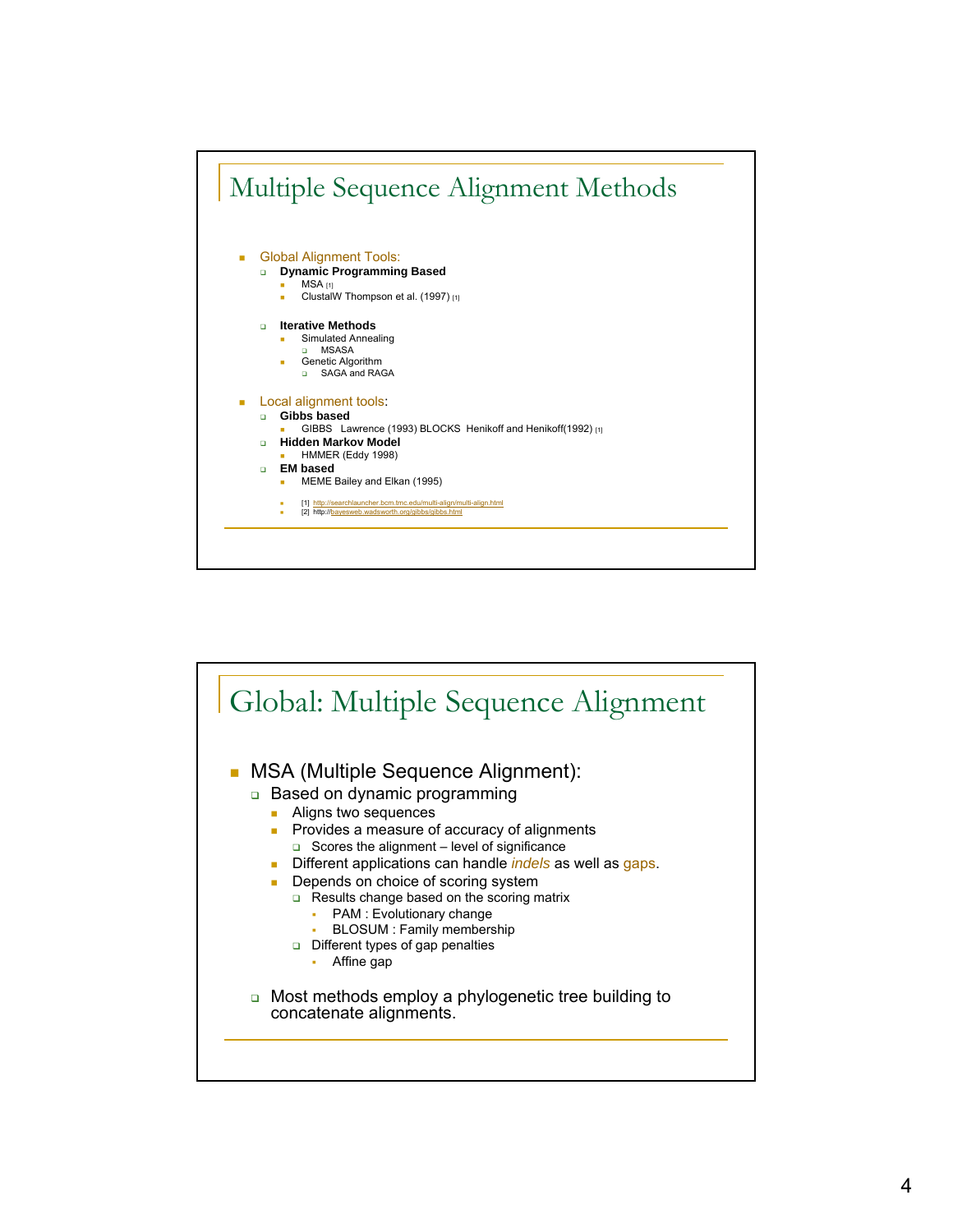## Multiple Sequence Alignment Methods

- Global Alignment Tools:
  - **Dynamic Programming Based**
    - MSA [1]
    - ClustalW Thompson et al. (1997) [1]
  - **Iterative Methods**
    - Simulated Annealing
      - MSASA
    - Genetic Algorithm
      - SAGA and RAGA
- Local alignment tools:
  - **Gibbs based**
    - GIBBS Lawrence (1993) BLOCKS Henikoff and Henikoff(1992) [1]
  - **Hidden Markov Model**
    - HMMER (Eddy 1998)
  - **EM based**
    - MEME Bailey and Elkan (1995)

    - [1] http://searchlauncher.bcm.tmc.edu/multi-align/multi-align.html
    - [2] http://bayesweb.wadsworth.org/gibbs/gibbs.html

## Global: Multiple Sequence Alignment

- MSA (Multiple Sequence Alignment):
  - Based on dynamic programming
    - Aligns two sequences
    - Provides a measure of accuracy of alignments
      - Scores the alignment – level of significance
    - Different applications can handle *indels* as well as gaps.
    - Depends on choice of scoring system
      - Results change based on the scoring matrix
        - PAM : Evolutionary change
        - BLOSUM : Family membership
      - Different types of gap penalties
        - Affine gap
  - Most methods employ a phylogenetic tree building to concatenate alignments.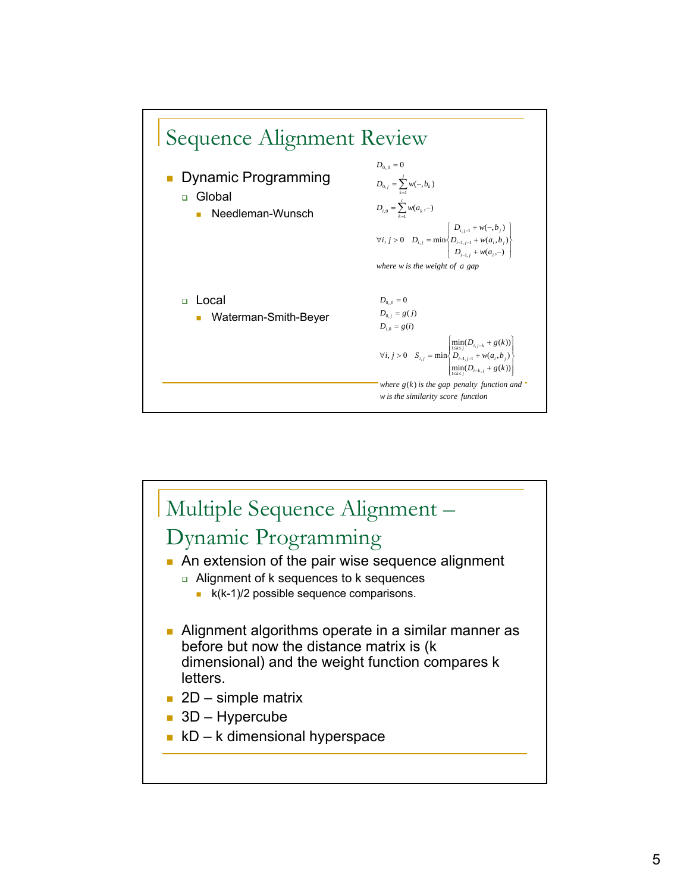## Sequence Alignment Review

- Dynamic Programming
  - Global
    - Needleman-Wunsch

$$D_{0,0} = 0$$

$$D_{0,j} = \sum_{k=1}^{j} w(-, b_k)$$

$$D_{i,0} = \sum_{k=1}^{i} w(a_k, -)$$

$$\forall i, j > 0 \quad D_{i,j} = \min \begin{Bmatrix} D_{i,j-1} + w(-, b_j) \\ D_{i-1,j-1} + w(a_i, b_j) \\ D_{i-1,j} + w(a_i, -) \end{Bmatrix}$$

*where w is the weight of a gap*

- Local
  - Waterman-Smith-Beyer

$$D_{0,0} = 0$$

$$D_{0,j} = g(j)$$

$$D_{i,0} = g(i)$$

$$\forall i, j > 0 \quad S_{i,j} = \min \begin{Bmatrix} \min_{1 \le k \le j} (D_{i,j-k} + g(k)) \\ D_{i-1,j-1} + w(a_i, b_j) \\ \min_{1 \le k \le j} (D_{i-k,j} + g(k)) \end{Bmatrix}$$

*where $g(k)$ is the gap penalty function and w is the similarity score function*

## Multiple Sequence Alignment – Dynamic Programming

- An extension of the pair wise sequence alignment
  - Alignment of k sequences to k sequences
    - k(k-1)/2 possible sequence comparisons.

- Alignment algorithms operate in a similar manner as before but now the distance matrix is (k dimensional) and the weight function compares k letters.
- 2D – simple matrix
- 3D – Hypercube
- kD – k dimensional hyperspace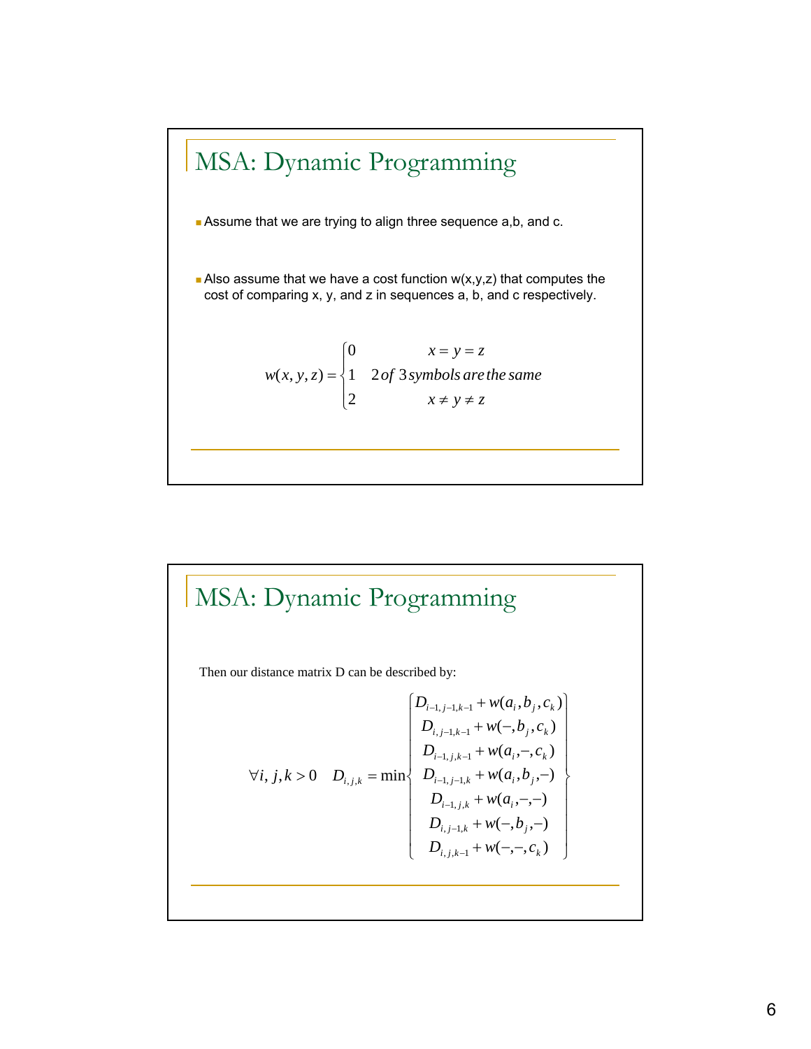## MSA: Dynamic Programming

- Assume that we are trying to align three sequence a,b, and c.
- Also assume that we have a cost function w(x,y,z) that computes the cost of comparing x, y, and z in sequences a, b, and c respectively.

$$
w(x,y,z) = \begin{cases} 0 & x = y = z \\ 1 & 2\ of\ 3\ symbols\ are\ the\ same \\ 2 & x \neq y \neq z \end{cases}
$$

## MSA: Dynamic Programming

Then our distance matrix D can be described by:

$$
\forall i,j,k > 0 \quad D_{i,j,k} = \min \begin{Bmatrix} D_{i-1,j-1,k-1} + w(a_i, b_j, c_k) \\ D_{i,j-1,k-1} + w(-, b_j, c_k) \\ D_{i-1,j,k-1} + w(a_i, -, c_k) \\ D_{i-1,j-1,k} + w(a_i, b_j, -) \\ D_{i-1,j,k} + w(a_i, -, -) \\ D_{i,j-1,k} + w(-, b_j, -) \\ D_{i,j,k-1} + w(-, -, c_k) \end{Bmatrix}
$$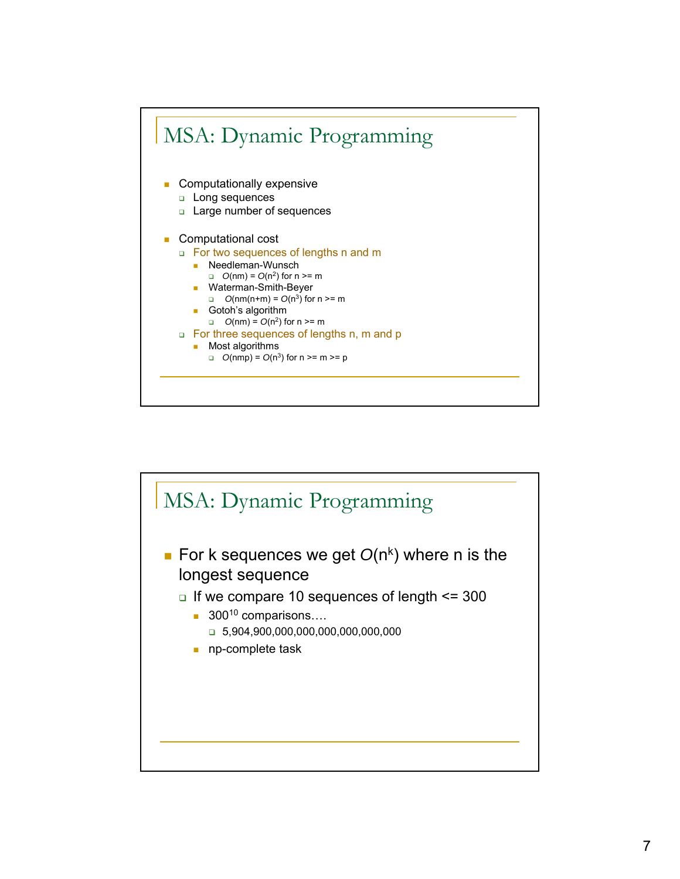## MSA: Dynamic Programming

- Computationally expensive
  - Long sequences
  - Large number of sequences
- Computational cost
  - For two sequences of lengths n and m
    - Needleman-Wunsch
      - $O(nm) = O(n^2)$ for n >= m
    - Waterman-Smith-Beyer
      - $O(nm(n+m)) = O(n^3)$ for n >= m
    - Gotoh's algorithm
      - $O(nm) = O(n^2)$ for n >= m
  - For three sequences of lengths n, m and p
    - Most algorithms
      - $O(nmp) = O(n^3)$ for n >= m >= p

## MSA: Dynamic Programming

- For k sequences we get $O(n^k)$ where n is the longest sequence
  - If we compare 10 sequences of length <= 300
    - $300^{10}$ comparisons….
      - 5,904,900,000,000,000,000,000,000
    - np-complete task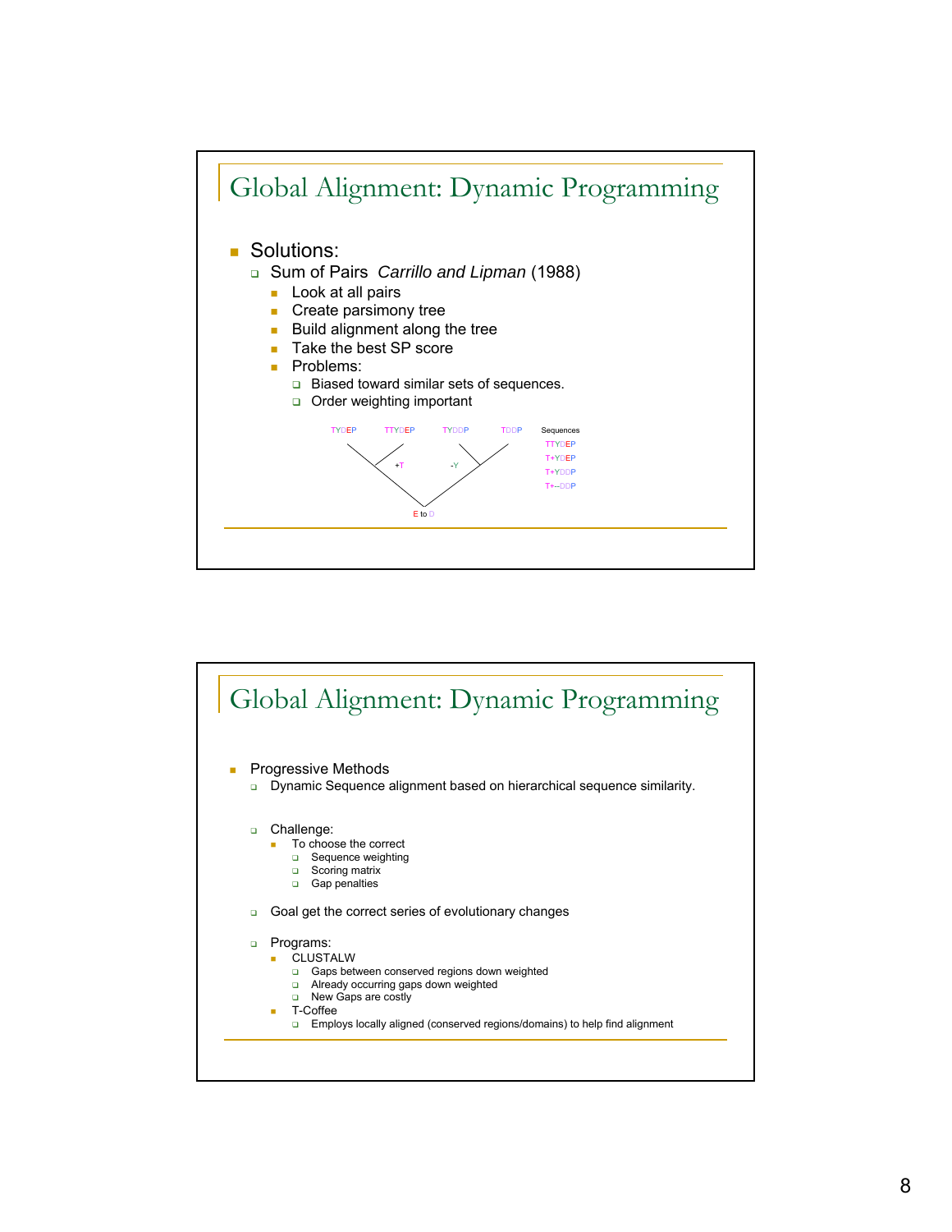## Global Alignment: Dynamic Programming

- Solutions:
  - Sum of Pairs *Carrillo and Lipman* (1988)
    - Look at all pairs
    - Create parsimony tree
    - Build alignment along the tree
    - Take the best SP score
    - Problems:
      - Biased toward similar sets of sequences.
      - Order weighting important

TYDEP TTYDEP TYDDP TDDP

+T -Y

E to D

Sequences
TTYDEP
T+YDEP
T+YDDP
T+--DDP

## Global Alignment: Dynamic Programming

- Progressive Methods
  - Dynamic Sequence alignment based on hierarchical sequence similarity.
  - Challenge:
    - To choose the correct
      - Sequence weighting
      - Scoring matrix
      - Gap penalties
  - Goal get the correct series of evolutionary changes
  - Programs:
    - CLUSTALW
      - Gaps between conserved regions down weighted
      - Already occurring gaps down weighted
      - New Gaps are costly
    - T-Coffee
      - Employs locally aligned (conserved regions/domains) to help find alignment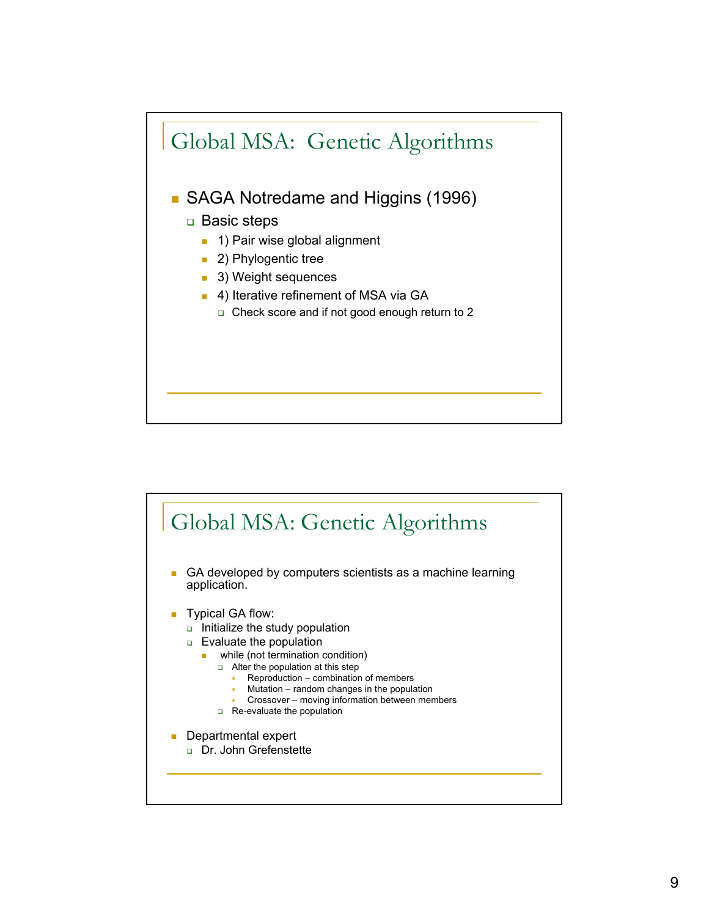## Global MSA: Genetic Algorithms

- SAGA Notredame and Higgins (1996)
  - Basic steps
    - 1) Pair wise global alignment
    - 2) Phylogentic tree
    - 3) Weight sequences
    - 4) Iterative refinement of MSA via GA
      - Check score and if not good enough return to 2

## Global MSA: Genetic Algorithms

- GA developed by computers scientists as a machine learning application.
- Typical GA flow:
  - Initialize the study population
  - Evaluate the population
    - while (not termination condition)
      - Alter the population at this step
        - Reproduction – combination of members
        - Mutation – random changes in the population
        - Crossover – moving information between members
      - Re-evaluate the population
- Departmental expert
  - Dr. John Grefenstette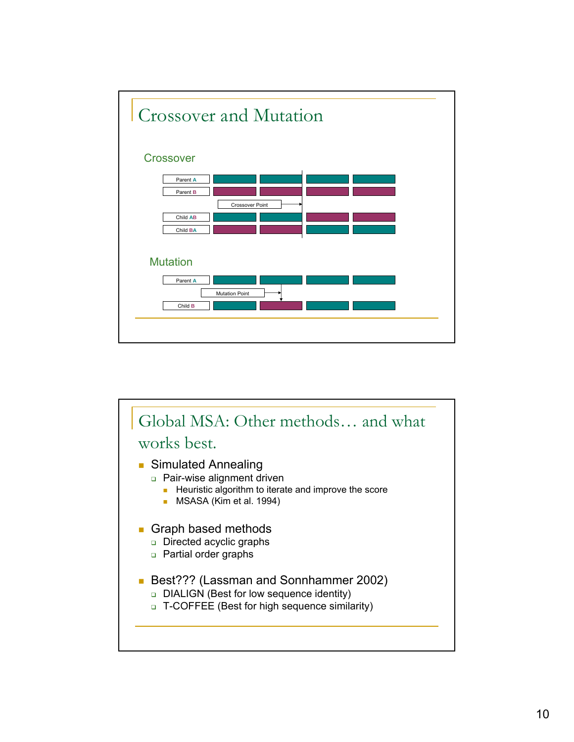## Crossover and Mutation

### Crossover

Parent A

Parent B

Crossover Point

Child AB

Child BA

### Mutation

Parent A

Mutation Point

Child B

## Global MSA: Other methods… and what works best.

- Simulated Annealing
  - Pair-wise alignment driven
    - Heuristic algorithm to iterate and improve the score
    - MSASA (Kim et al. 1994)
- Graph based methods
  - Directed acyclic graphs
  - Partial order graphs
- Best??? (Lassman and Sonnhammer 2002)
  - DIALIGN (Best for low sequence identity)
  - T-COFFEE (Best for high sequence similarity)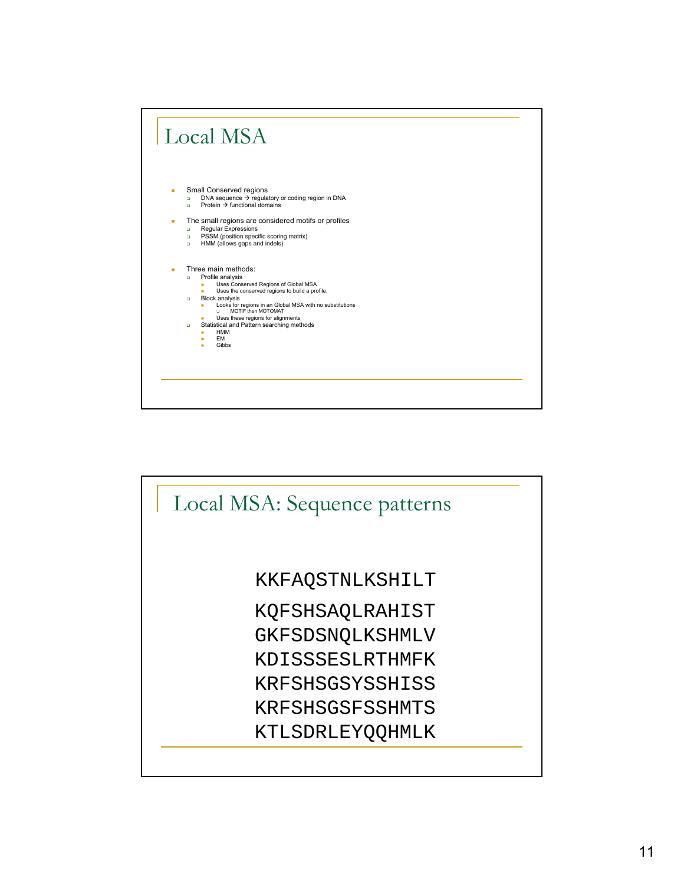# Local MSA

- Small Conserved regions
  - DNA sequence → regulatory or coding region in DNA
  - Protein → functional domains
- The small regions are considered motifs or profiles
  - Regular Expressions
  - PSSM (position specific scoring matrix)
  - HMM (allows gaps and indels)
- Three main methods:
  - Profile analysis
    - Uses Conserved Regions of Global MSA
    - Uses the conserved regions to build a profile.
  - Block analysis
    - Looks for regions in an Global MSA with no substitutions
      - MOTIF then MOTOMAT
    - Uses these regions for alignments
  - Statistical and Pattern searching methods
    - HMM
    - EM
    - Gibbs

# Local MSA: Sequence patterns

```
KKFAQSTNLKSHILT
KQFSHSAQLRAHIST
GKFSDSNQLKSHMLV
KDISSSESLRTHMFK
KRFSHSGSYSSHISS
KRFSHSGSFSSHMTS
KTLSDRLEYQQHMLK
```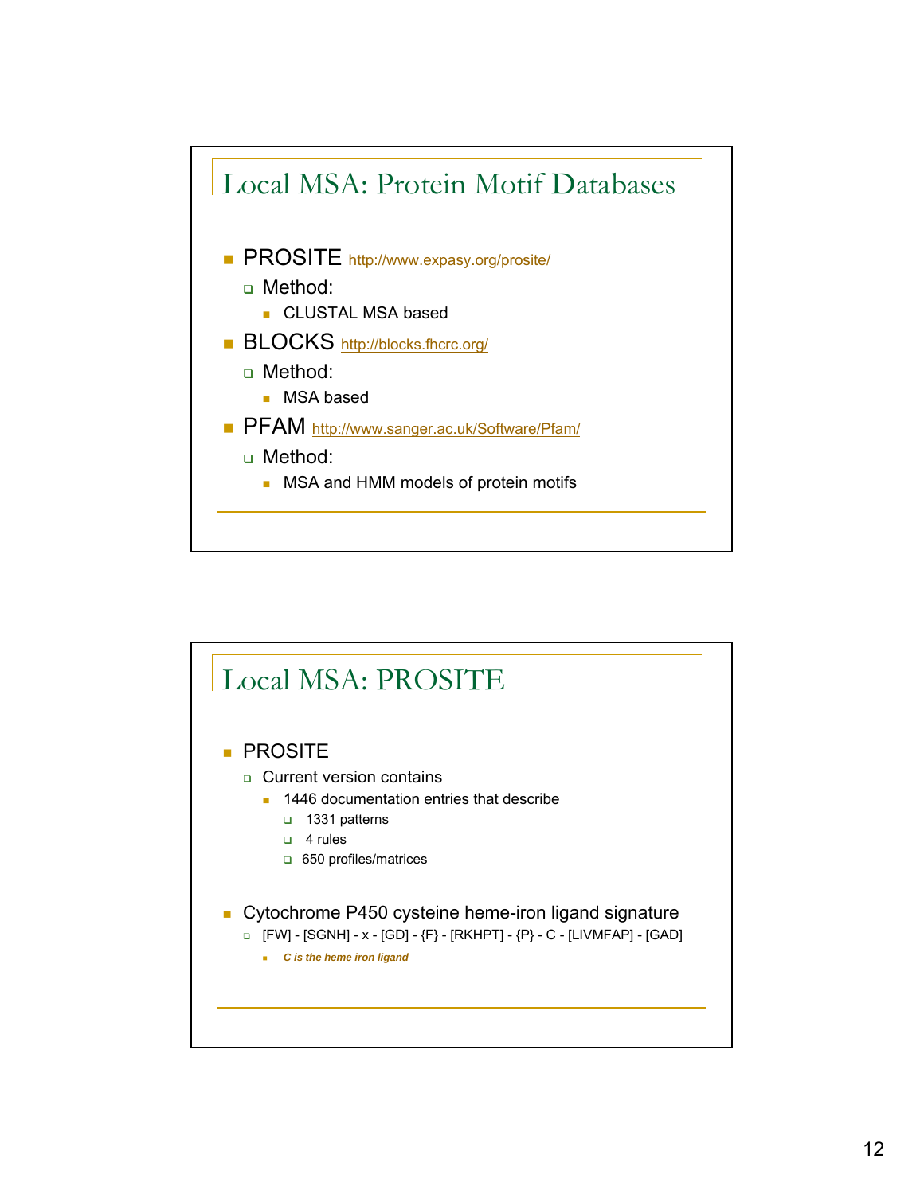## Local MSA: Protein Motif Databases

- PROSITE http://www.expasy.org/prosite/
  - Method:
    - CLUSTAL MSA based
- BLOCKS http://blocks.fhcrc.org/
  - Method:
    - MSA based
- PFAM http://www.sanger.ac.uk/Software/Pfam/
  - Method:
    - MSA and HMM models of protein motifs

## Local MSA: PROSITE

- PROSITE
  - Current version contains
    - 1446 documentation entries that describe
      - 1331 patterns
      - 4 rules
      - 650 profiles/matrices
- Cytochrome P450 cysteine heme-iron ligand signature
  - [FW] - [SGNH] - x - [GD] - {F} - [RKHPT] - {P} - C - [LIVMFAP] - [GAD]
    - ***C is the heme iron ligand***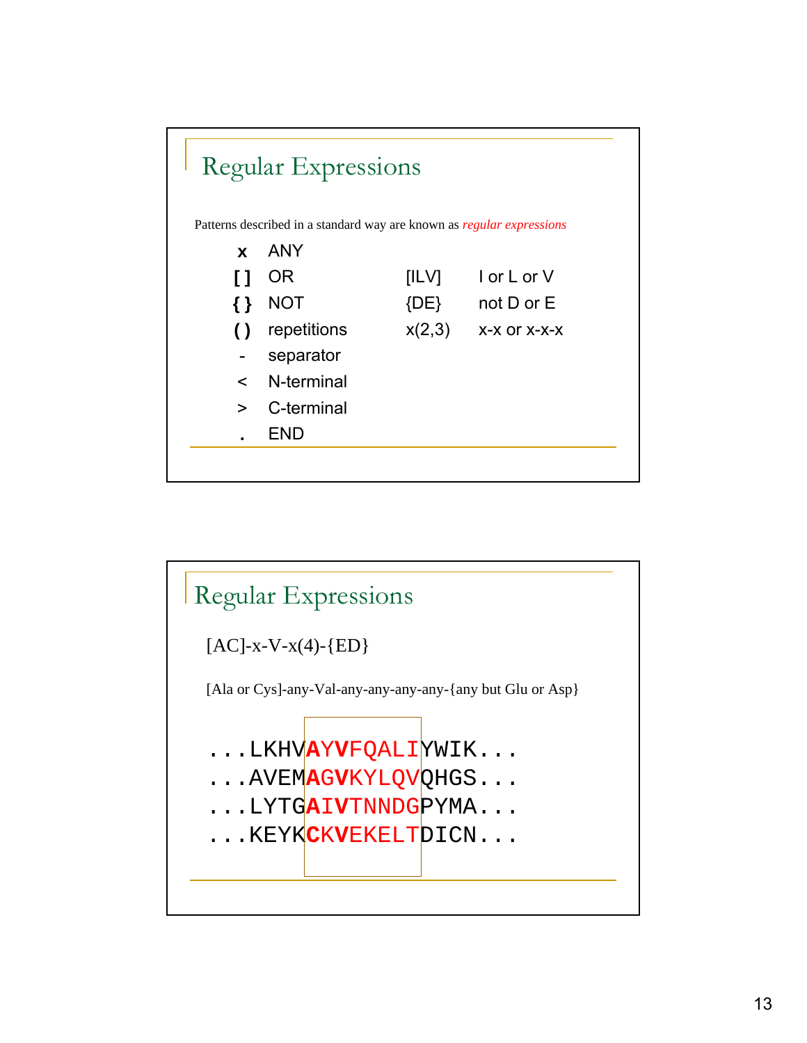## Regular Expressions

Patterns described in a standard way are known as *regular expressions*

| Symbol | Meaning | Example | Example meaning |
|---|---|---|---|
| **x** | ANY | | |
| **[ ]** | OR | [ILV] | I or L or V |
| **{ }** | NOT | {DE} | not D or E |
| **( )** | repetitions | x(2,3) | x-x or x-x-x |
| - | separator | | |
| < | N-terminal | | |
| > | C-terminal | | |
| **.** | END | | |

## Regular Expressions

[AC]-x-V-x(4)-{ED}

[Ala or Cys]-any-Val-any-any-any-any-{any but Glu or Asp}

```
...LKHVAYVFQALIYWIK...
...AVEMAGVKYLQVQHGS...
...LYTGAIVTNNDGPYMA...
...KEYKCKVEKELTDICN...
```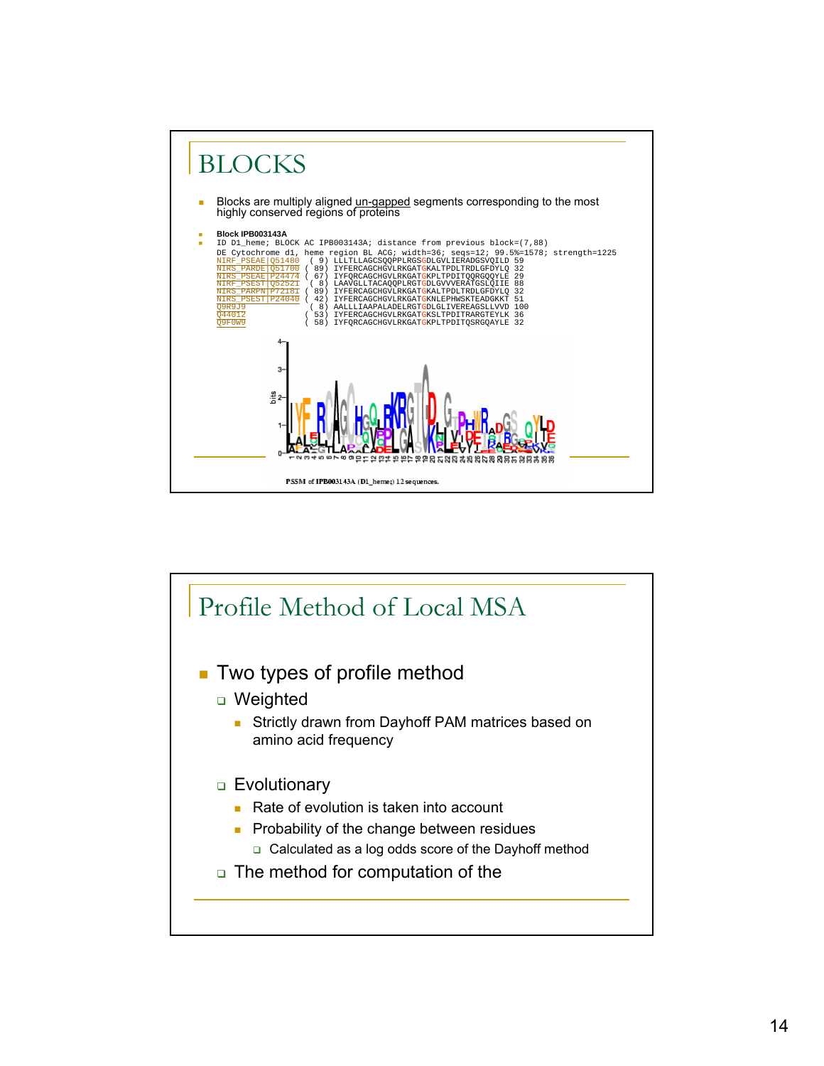# BLOCKS

- Blocks are multiply aligned un-gapped segments corresponding to the most highly conserved regions of proteins

- **Block IPB003143A**
- 
```
ID D1_heme; BLOCK AC IPB003143A; distance from previous block=(7,88)
DE Cytochrome d1, heme region BL ACG; width=36; seqs=12; 99.5%=1578; strength=1225
NIRF_PSEAE|Q51480   ( 9) LLLTLLAGCSQQPPLRGSGDLGVLIERADGSVQILD 59
NIRS_PARDE|Q51700  ( 89) IYFERCAGCHGVLRKGATGKALTPDLTRDLGFDYLQ 32
NIRS_PSEAE|P24474  ( 67) IYFQRCAGCHGVLRKGATGKPLTPDITQQRGQQYLE 29
NIRF_PSEST|Q52521   ( 8) LAAVGLLTACAQQPLRGTGDLGVVVERATGSLQIIE 88
NIRS_PARPN|P72181  ( 89) IYFERCAGCHGVLRKGATGKALTPDLTRDLGFDYLQ 32
NIRS_PSEST|P24040  ( 42) IYFERCAGCHGVLRKGATGKNLEPHWSKTEADGKKT 51
Q9R9J9              ( 8) AALLLIAAPALADELRGTGDLGLIVEREAGSLLVVD 100
Q44012             ( 53) IYFERCAGCHGVLRKGATGKSLTPDITRARGTEYLK 36
Q9F0W9             ( 58) IYFQRCAGCHGVLRKGATGKPLTPDITQSRGQAYLE 32
```

PSSM of IPB003143A (D1_heme) 12 sequences.

# Profile Method of Local MSA

- Two types of profile method
  - Weighted
    - Strictly drawn from Dayhoff PAM matrices based on amino acid frequency
  - Evolutionary
    - Rate of evolution is taken into account
    - Probability of the change between residues
      - Calculated as a log odds score of the Dayhoff method
  - The method for computation of the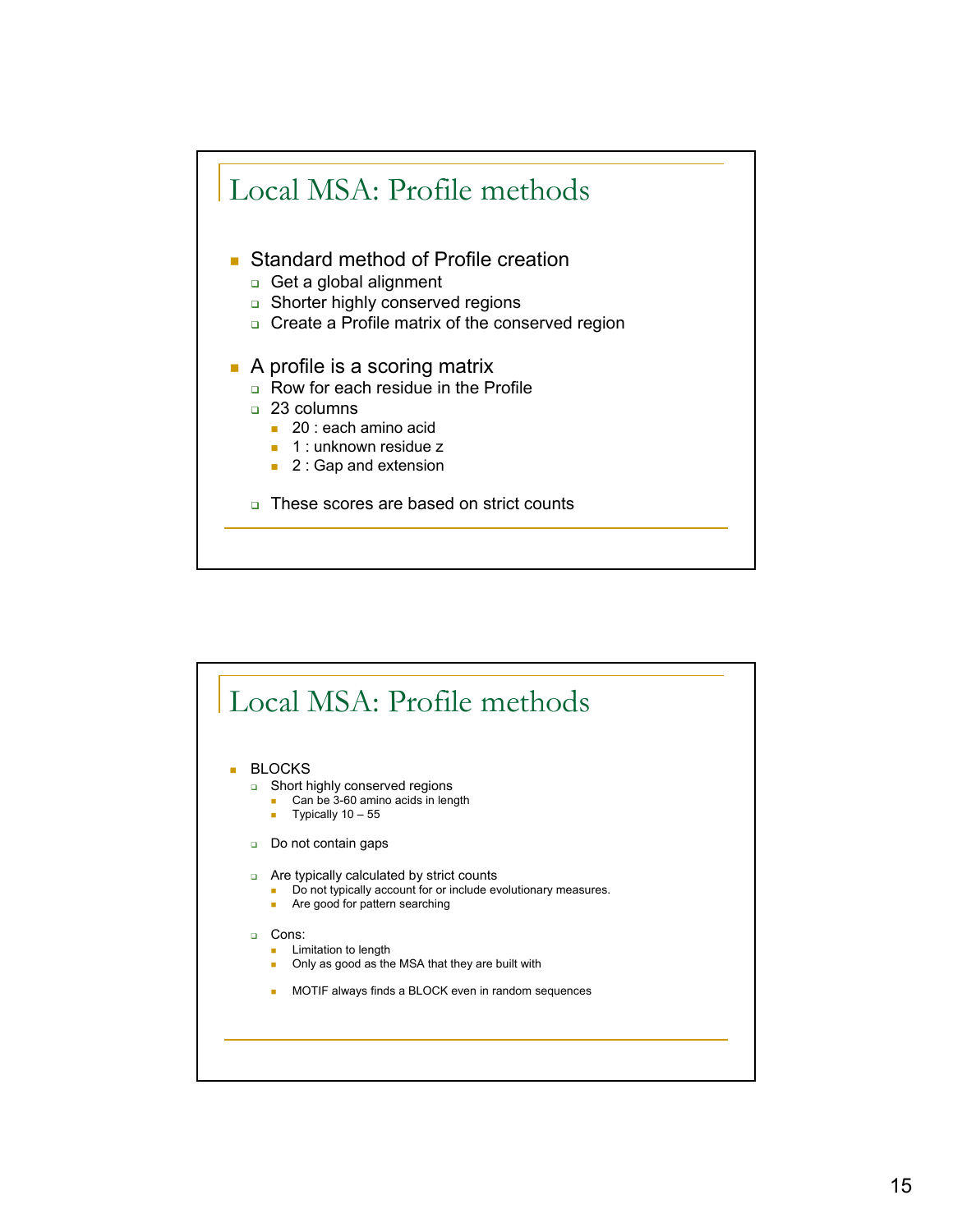## Local MSA: Profile methods

- Standard method of Profile creation
  - Get a global alignment
  - Shorter highly conserved regions
  - Create a Profile matrix of the conserved region
- A profile is a scoring matrix
  - Row for each residue in the Profile
  - 23 columns
    - 20 : each amino acid
    - 1 : unknown residue z
    - 2 : Gap and extension
  - These scores are based on strict counts

## Local MSA: Profile methods

- BLOCKS
  - Short highly conserved regions
    - Can be 3-60 amino acids in length
    - Typically 10 – 55
  - Do not contain gaps
  - Are typically calculated by strict counts
    - Do not typically account for or include evolutionary measures.
    - Are good for pattern searching
  - Cons:
    - Limitation to length
    - Only as good as the MSA that they are built with
    - MOTIF always finds a BLOCK even in random sequences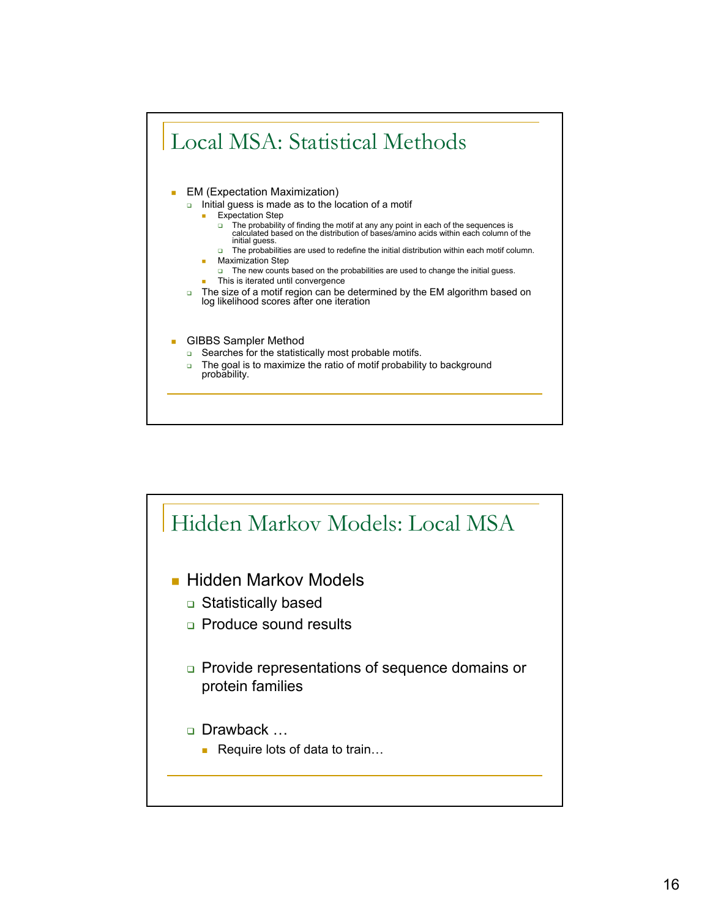## Local MSA: Statistical Methods

- EM (Expectation Maximization)
  - Initial guess is made as to the location of a motif
    - Expectation Step
      - The probability of finding the motif at any any point in each of the sequences is calculated based on the distribution of bases/amino acids within each column of the initial guess.
      - The probabilities are used to redefine the initial distribution within each motif column.
    - Maximization Step
      - The new counts based on the probabilities are used to change the initial guess.
    - This is iterated until convergence
  - The size of a motif region can be determined by the EM algorithm based on log likelihood scores after one iteration

- GIBBS Sampler Method
  - Searches for the statistically most probable motifs.
  - The goal is to maximize the ratio of motif probability to background probability.

## Hidden Markov Models: Local MSA

- Hidden Markov Models
  - Statistically based
  - Produce sound results
  - Provide representations of sequence domains or protein families
  - Drawback …
    - Require lots of data to train…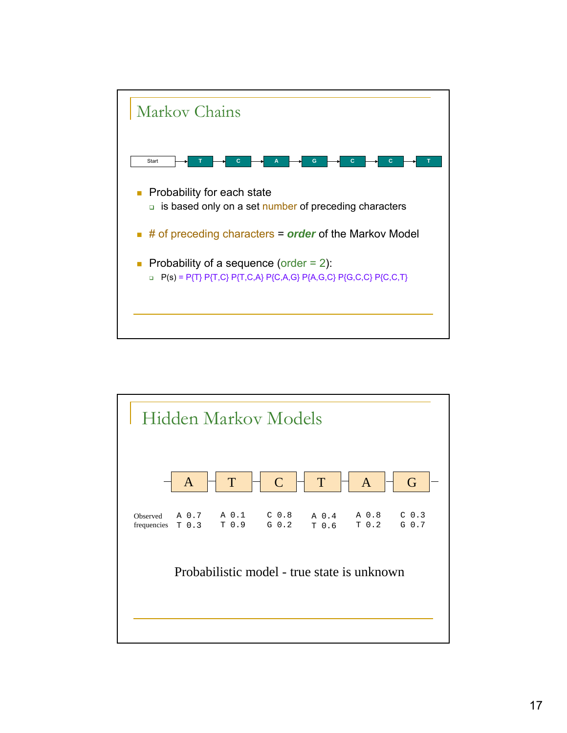## Markov Chains

Start → T → C → A → G → C → C → T

- Probability for each state
  - is based only on a set number of preceding characters
- # of preceding characters = ***order*** of the Markov Model
- Probability of a sequence (order = 2):
  - P(s) = P{T} P{T,C} P{T,C,A} P{C,A,G} P{A,G,C} P{G,C,C} P{C,C,T}

## Hidden Markov Models

| | A | T | C | T | A | G |
|---|---|---|---|---|---|---|
| Observed frequencies | A 0.7<br>T 0.3 | A 0.1<br>T 0.9 | C 0.8<br>G 0.2 | A 0.4<br>T 0.6 | A 0.8<br>T 0.2 | C 0.3<br>G 0.7 |

Probabilistic model - true state is unknown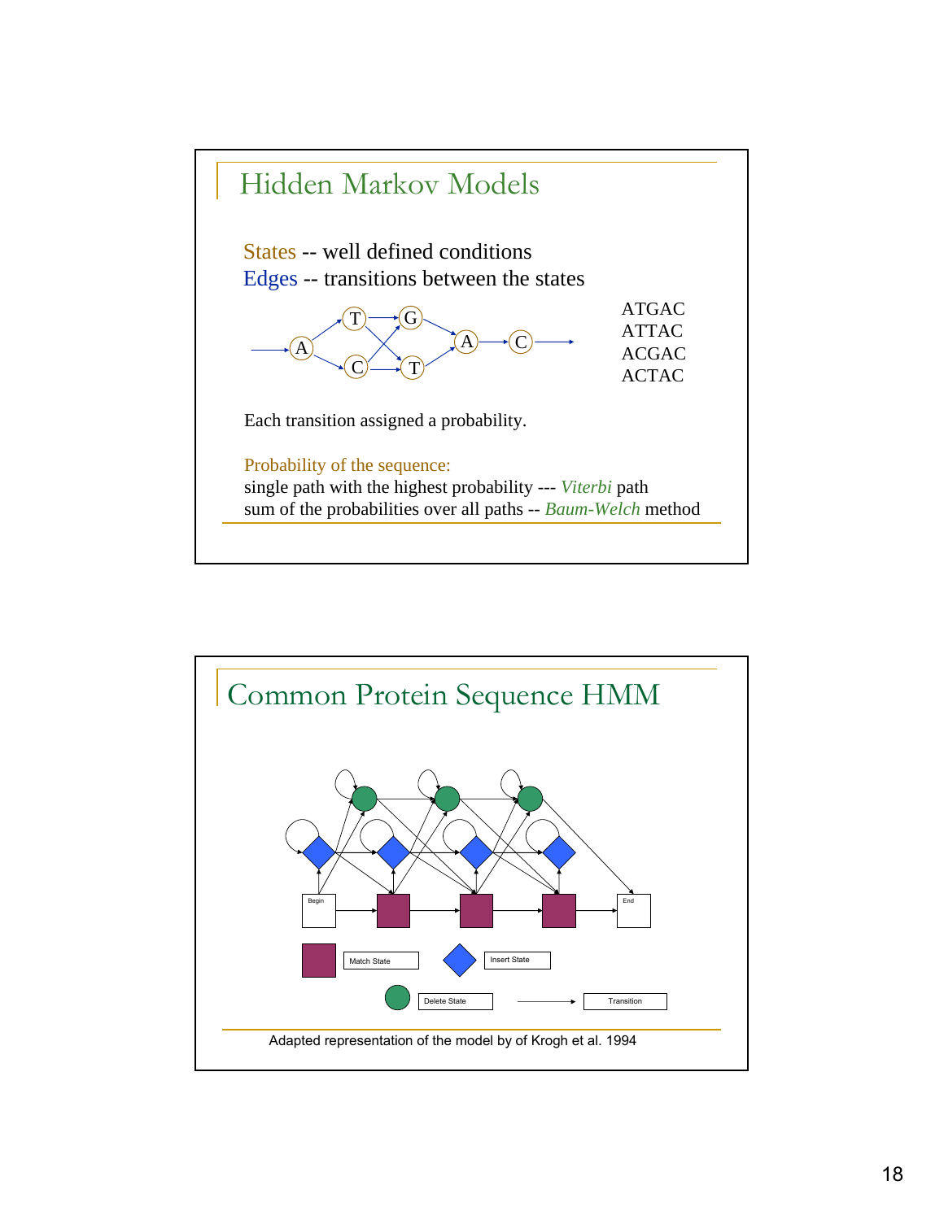## Hidden Markov Models

States -- well defined conditions
Edges -- transitions between the states

ATGAC
ATTAC
ACGAC
ACTAC

Each transition assigned a probability.

Probability of the sequence:
single path with the highest probability --- *Viterbi* path
sum of the probabilities over all paths -- *Baum-Welch* method

## Common Protein Sequence HMM

Begin, End

Match State, Insert State, Delete State, Transition

Adapted representation of the model by of Krogh et al. 1994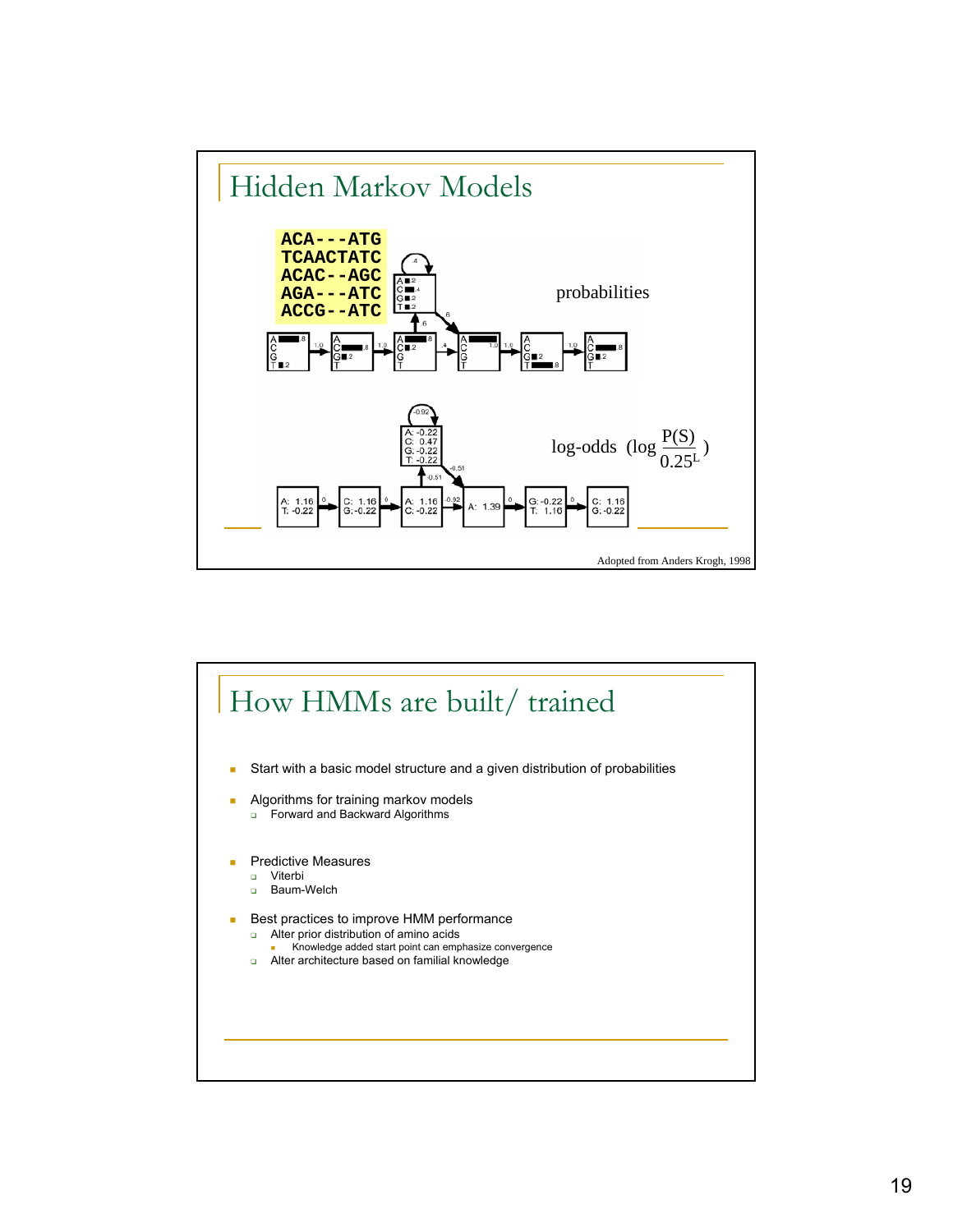# Hidden Markov Models

```
ACA---ATG
TCAACTATC
ACAC--AGC
AGA---ATC
ACCG--ATC
```

probabilities

log-odds $\left(\log \frac{P(S)}{0.25^L}\right)$

Adopted from Anders Krogh, 1998

# How HMMs are built/ trained

- Start with a basic model structure and a given distribution of probabilities
- Algorithms for training markov models
  - Forward and Backward Algorithms
- Predictive Measures
  - Viterbi
  - Baum-Welch
- Best practices to improve HMM performance
  - Alter prior distribution of amino acids
    - Knowledge added start point can emphasize convergence
  - Alter architecture based on familial knowledge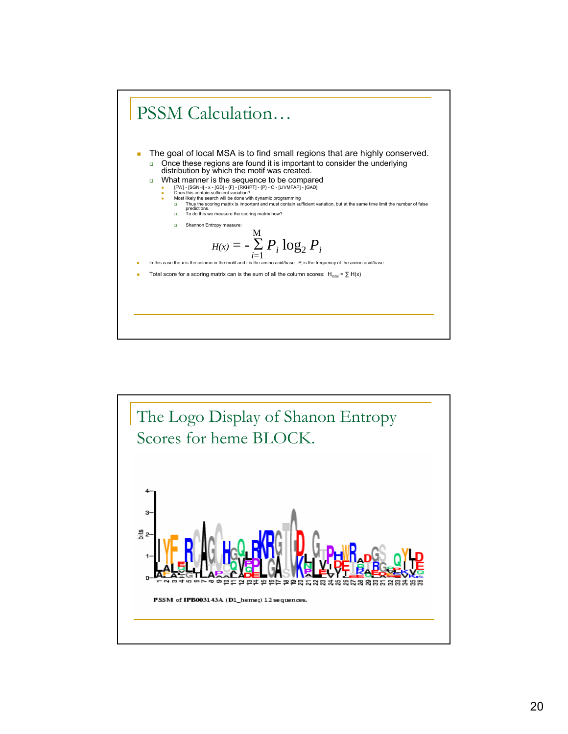# PSSM Calculation…

- The goal of local MSA is to find small regions that are highly conserved.
  - Once these regions are found it is important to consider the underlying distribution by which the motif was created.
  - What manner is the sequence to be compared
    - [FW] - [SGNH] - x - [GD] - {F} - [RKHPT] - {P} - C - [LIVMFAP] - [GAD]
    - Does this contain sufficient variation?
    - Most likely the search will be done with dynamic programming
      - Thus the scoring matrix is important and must contain sufficient variation, but at the same time limit the number of false predictions.
      - To do this we measure the scoring matrix how?
      - Shannon Entropy measure:

$$H(x) = -\sum_{i=1}^{M} P_i \log_2 P_i$$

- In this case the x is the column in the motif and i is the amino acid/base. $P_i$ is the frequency of the amino acid/base.
- Total score for a scoring matrix can is the sum of all the column scores: $H_{total} = \sum H(x)$

# The Logo Display of Shanon Entropy Scores for heme BLOCK.

PSSM of IPB003143A (D1_heme;) 12 sequences.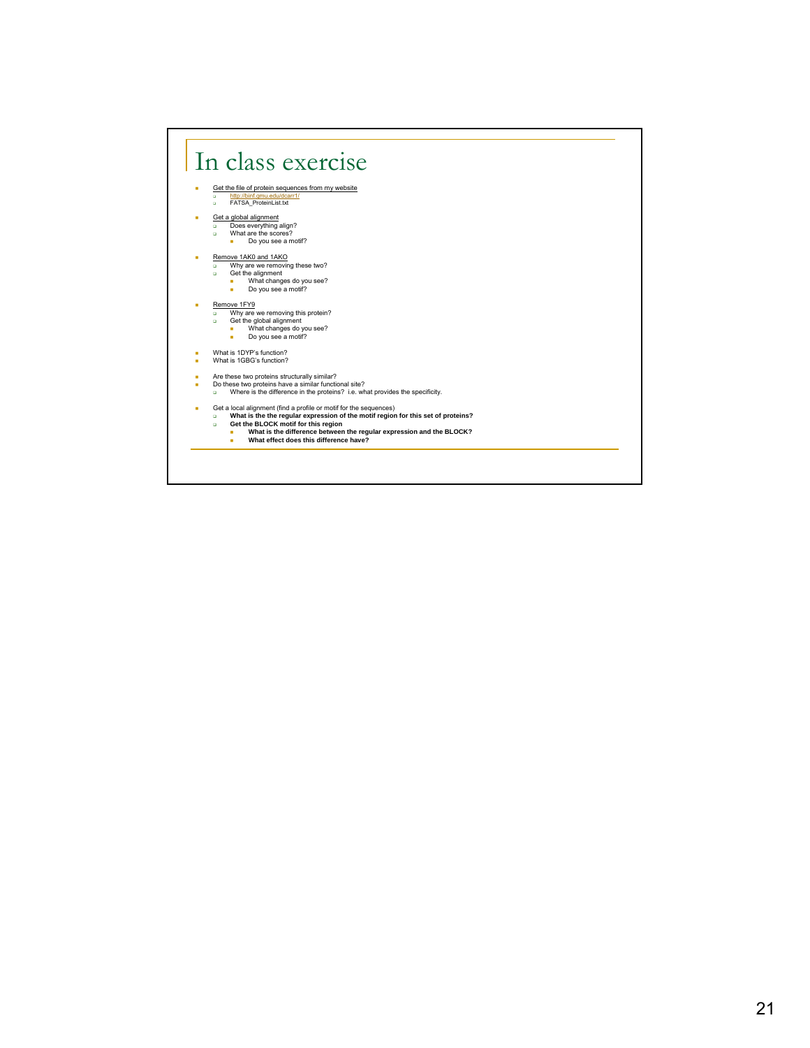# In class exercise

- Get the file of protein sequences from my website
  - http://binf.gmu.edu/dcarr1/
  - FATSA_ProteinList.txt

- Get a global alignment
  - Does everything align?
  - What are the scores?
    - Do you see a motif?

- Remove 1AK0 and 1AKO
  - Why are we removing these two?
  - Get the alignment
    - What changes do you see?
    - Do you see a motif?

- Remove 1FY9
  - Why are we removing this protein?
  - Get the global alignment
    - What changes do you see?
    - Do you see a motif?

- What is 1DYP's function?
- What is 1GBG's function?

- Are these two proteins structurally similar?
- Do these two proteins have a similar functional site?
  - Where is the difference in the proteins? i.e. what provides the specificity.

- Get a local alignment (find a profile or motif for the sequences)
  - **What is the the regular expression of the motif region for this set of proteins?**
  - **Get the BLOCK motif for this region**
    - **What is the difference between the regular expression and the BLOCK?**
    - **What effect does this difference have?**